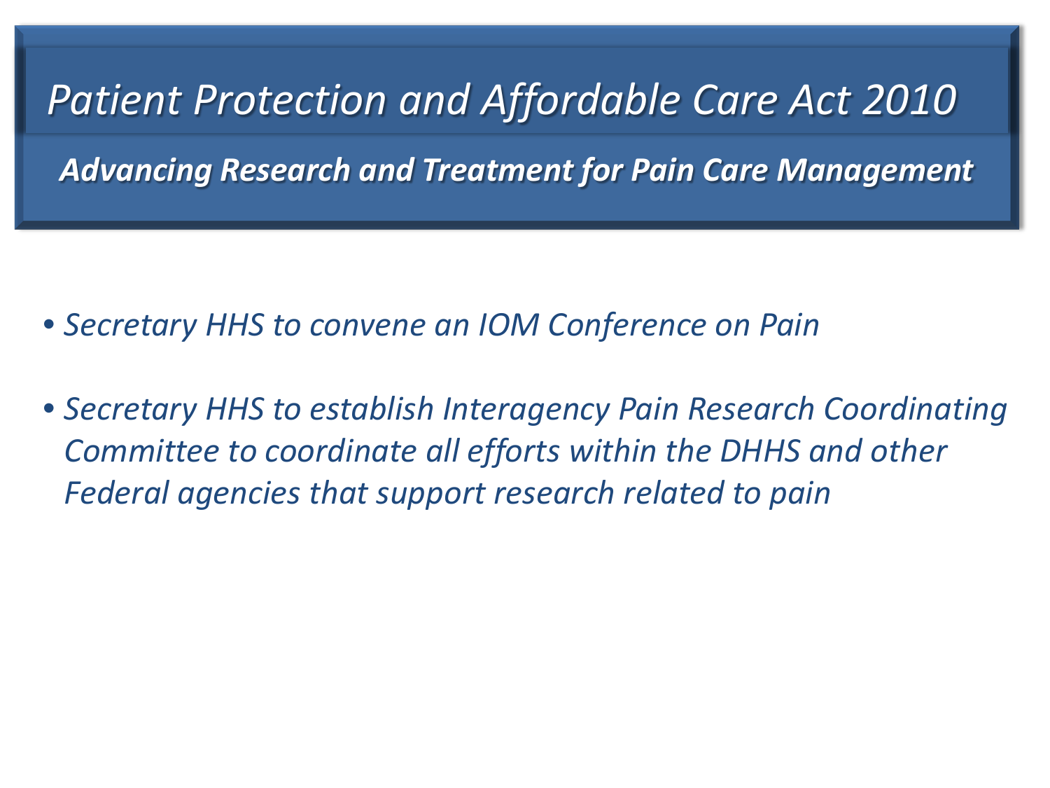# *Patient Protection and Affordable Care Act 2010*

## ***Advancing Research and Treatment for Pain Care Management***

- *Secretary HHS to convene an IOM Conference on Pain*
- *Secretary HHS to establish Interagency Pain Research Coordinating Committee to coordinate all efforts within the DHHS and other Federal agencies that support research related to pain*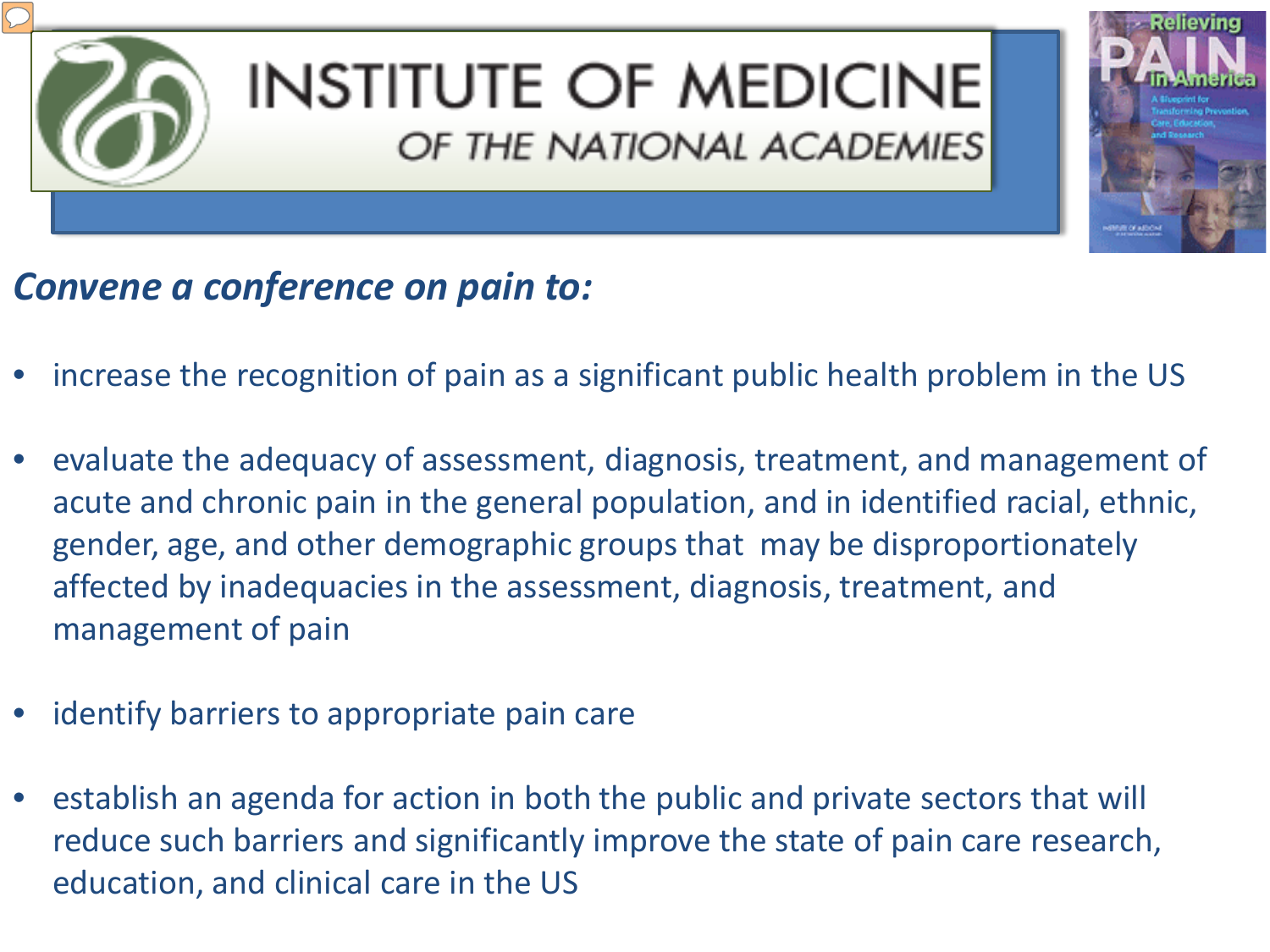# INSTITUTE OF MEDICINE

*OF THE NATIONAL ACADEMIES*

Relieving PAIN in America

A Blueprint for Transforming Prevention, Care, Education, and Research

## *Convene a conference on pain to:*

- increase the recognition of pain as a significant public health problem in the US
- evaluate the adequacy of assessment, diagnosis, treatment, and management of acute and chronic pain in the general population, and in identified racial, ethnic, gender, age, and other demographic groups that may be disproportionately affected by inadequacies in the assessment, diagnosis, treatment, and management of pain
- identify barriers to appropriate pain care
- establish an agenda for action in both the public and private sectors that will reduce such barriers and significantly improve the state of pain care research, education, and clinical care in the US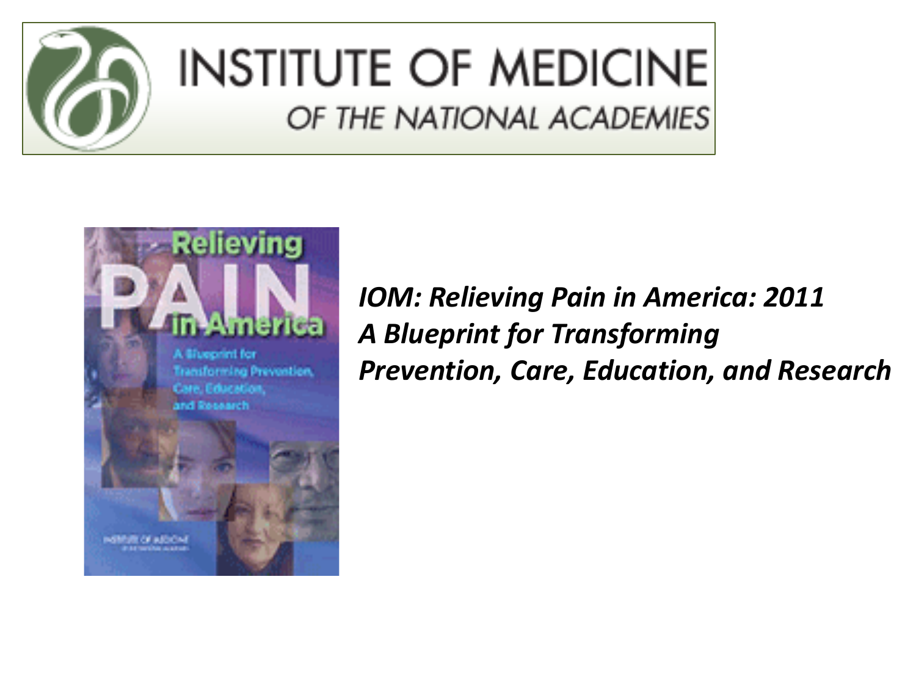INSTITUTE OF MEDICINE
OF THE NATIONAL ACADEMIES

*IOM: Relieving Pain in America: 2011*
*A Blueprint for Transforming*
*Prevention, Care, Education, and Research*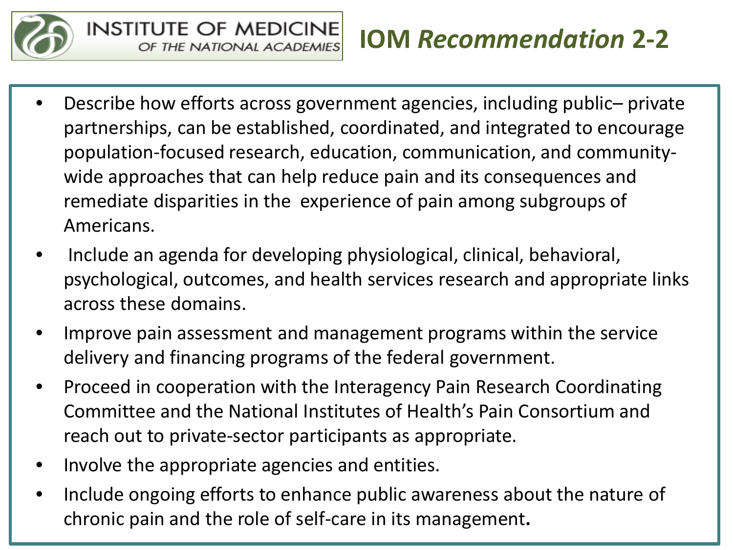# IOM *Recommendation* 2-2

INSTITUTE OF MEDICINE OF THE NATIONAL ACADEMIES

- Describe how efforts across government agencies, including public– private partnerships, can be established, coordinated, and integrated to encourage population-focused research, education, communication, and community-wide approaches that can help reduce pain and its consequences and remediate disparities in the experience of pain among subgroups of Americans.
- Include an agenda for developing physiological, clinical, behavioral, psychological, outcomes, and health services research and appropriate links across these domains.
- Improve pain assessment and management programs within the service delivery and financing programs of the federal government.
- Proceed in cooperation with the Interagency Pain Research Coordinating Committee and the National Institutes of Health's Pain Consortium and reach out to private-sector participants as appropriate.
- Involve the appropriate agencies and entities.
- Include ongoing efforts to enhance public awareness about the nature of chronic pain and the role of self-care in its management**.**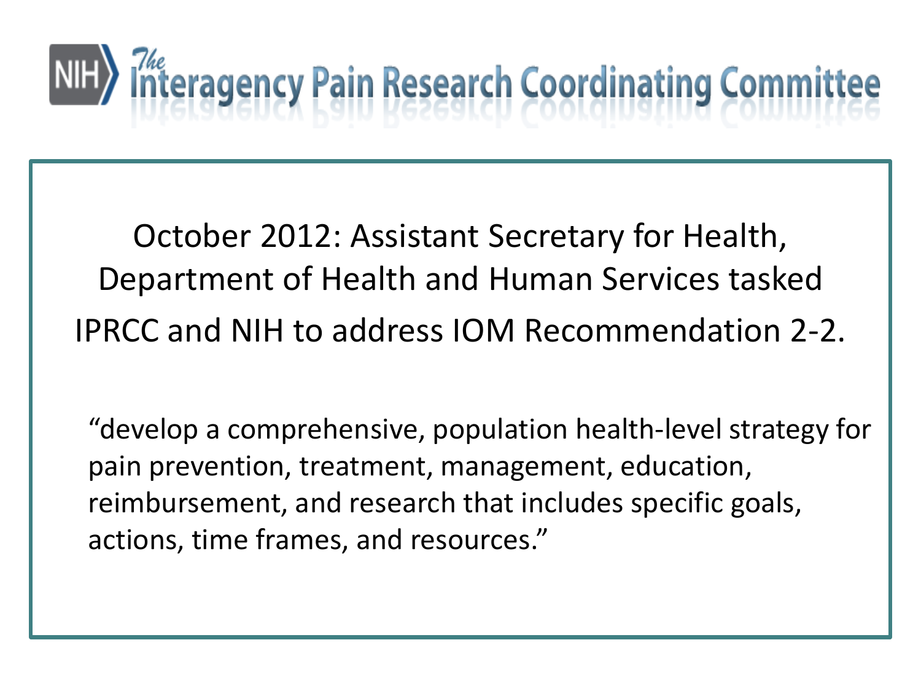# NIH The Interagency Pain Research Coordinating Committee

October 2012: Assistant Secretary for Health, Department of Health and Human Services tasked IPRCC and NIH to address IOM Recommendation 2-2.

"develop a comprehensive, population health-level strategy for pain prevention, treatment, management, education, reimbursement, and research that includes specific goals, actions, time frames, and resources."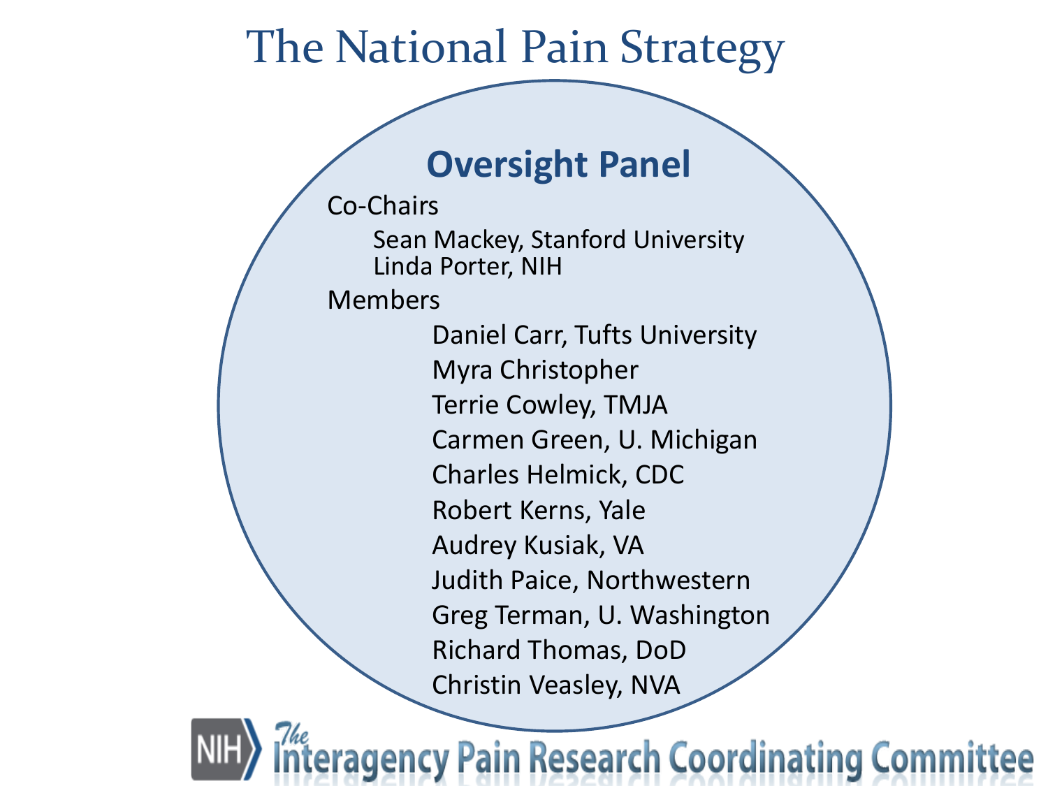# The National Pain Strategy

## Oversight Panel

Co-Chairs

- Sean Mackey, Stanford University
- Linda Porter, NIH

Members

- Daniel Carr, Tufts University
- Myra Christopher
- Terrie Cowley, TMJA
- Carmen Green, U. Michigan
- Charles Helmick, CDC
- Robert Kerns, Yale
- Audrey Kusiak, VA
- Judith Paice, Northwestern
- Greg Terman, U. Washington
- Richard Thomas, DoD
- Christin Veasley, NVA

NIH The Interagency Pain Research Coordinating Committee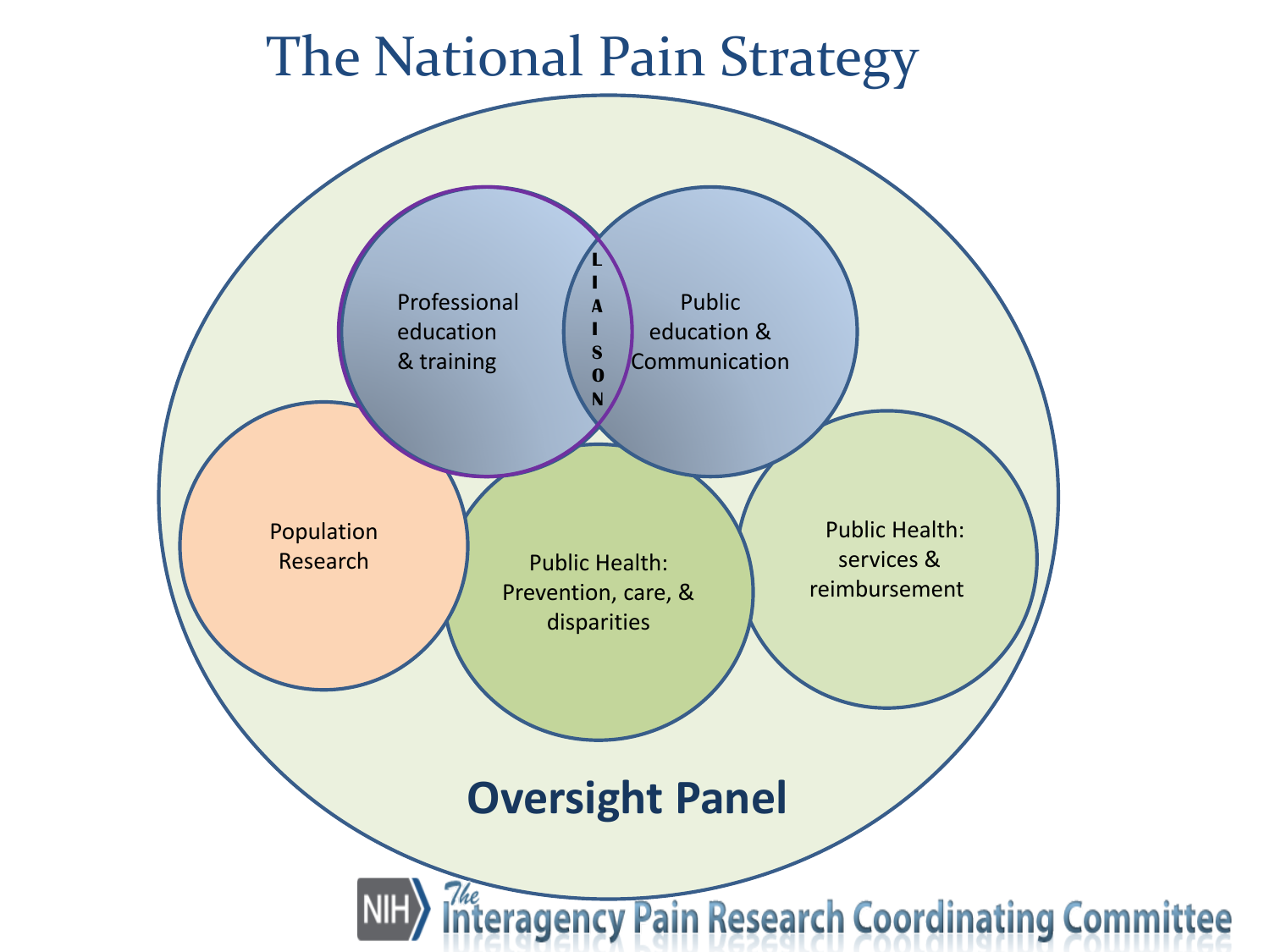# The National Pain Strategy

Professional education & training

LIAISON

Public education & Communication

Population Research

Public Health: Prevention, care, & disparities

Public Health: services & reimbursement

**Oversight Panel**

NIH The Interagency Pain Research Coordinating Committee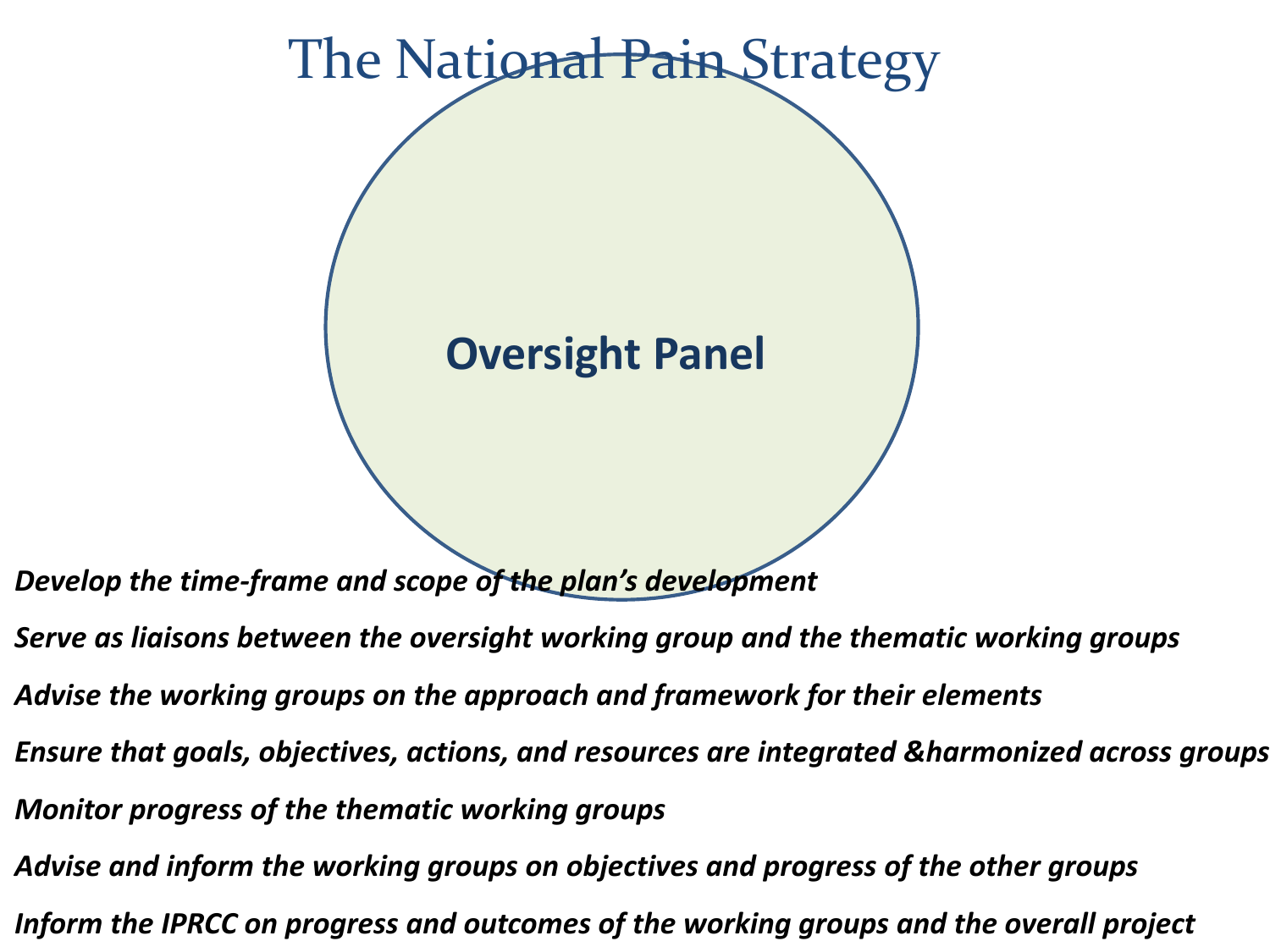# The National Pain Strategy

**Oversight Panel**

***Develop the time-frame and scope of the plan's development***

***Serve as liaisons between the oversight working group and the thematic working groups***

***Advise the working groups on the approach and framework for their elements***

***Ensure that goals, objectives, actions, and resources are integrated &harmonized across groups***

***Monitor progress of the thematic working groups***

***Advise and inform the working groups on objectives and progress of the other groups***

***Inform the IPRCC on progress and outcomes of the working groups and the overall project***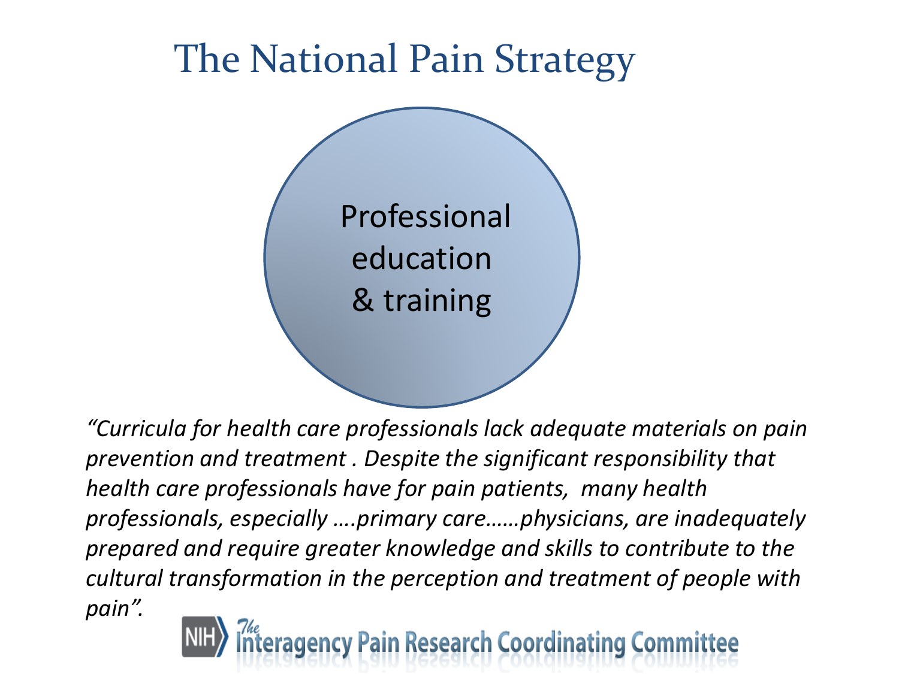# The National Pain Strategy

Professional education & training

*"Curricula for health care professionals lack adequate materials on pain prevention and treatment . Despite the significant responsibility that health care professionals have for pain patients, many health professionals, especially ….primary care……physicians, are inadequately prepared and require greater knowledge and skills to contribute to the cultural transformation in the perception and treatment of people with pain".*

NIH The Interagency Pain Research Coordinating Committee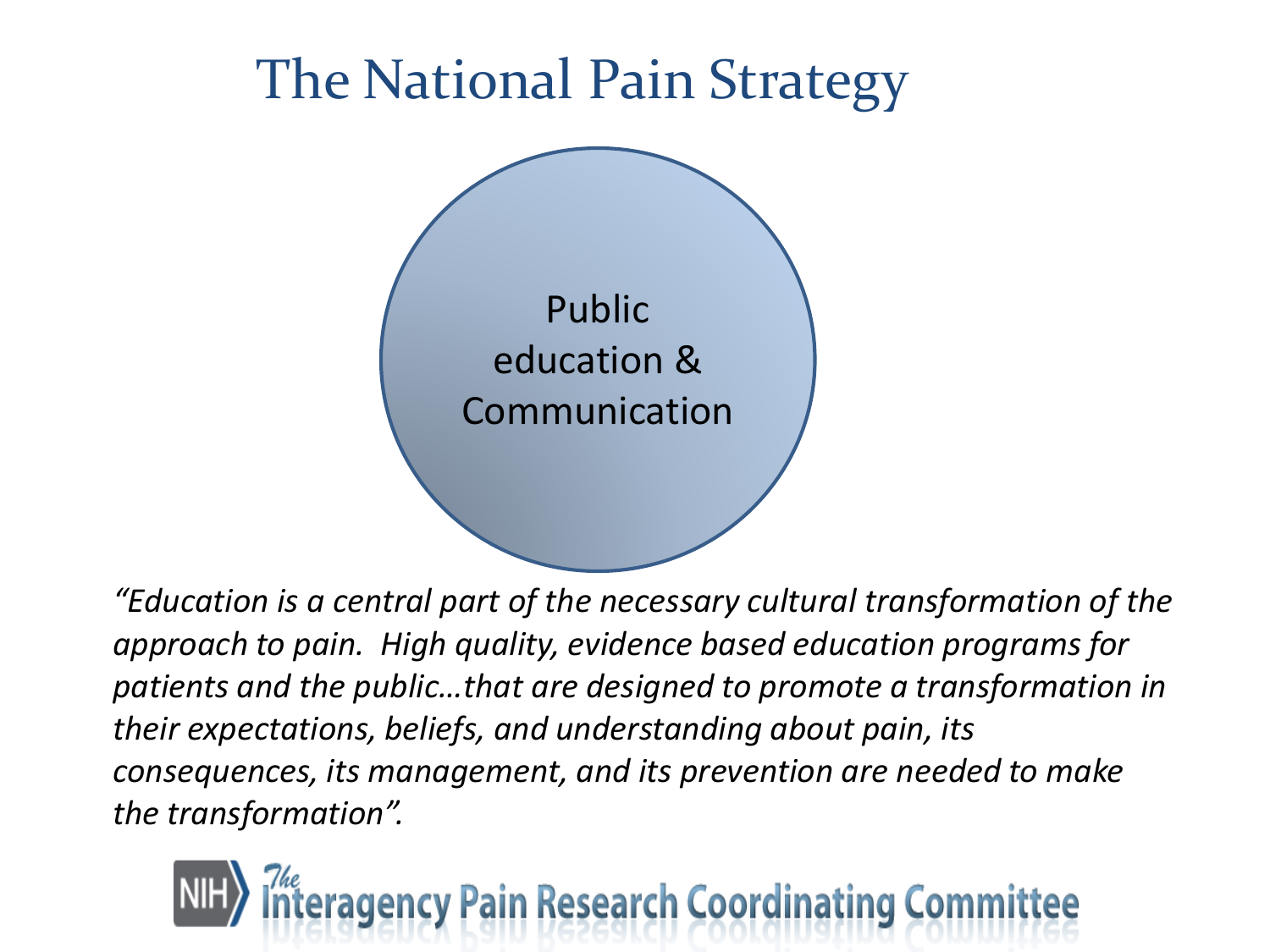# The National Pain Strategy

Public education & Communication

*"Education is a central part of the necessary cultural transformation of the approach to pain. High quality, evidence based education programs for patients and the public…that are designed to promote a transformation in their expectations, beliefs, and understanding about pain, its consequences, its management, and its prevention are needed to make the transformation".*

NIH The Interagency Pain Research Coordinating Committee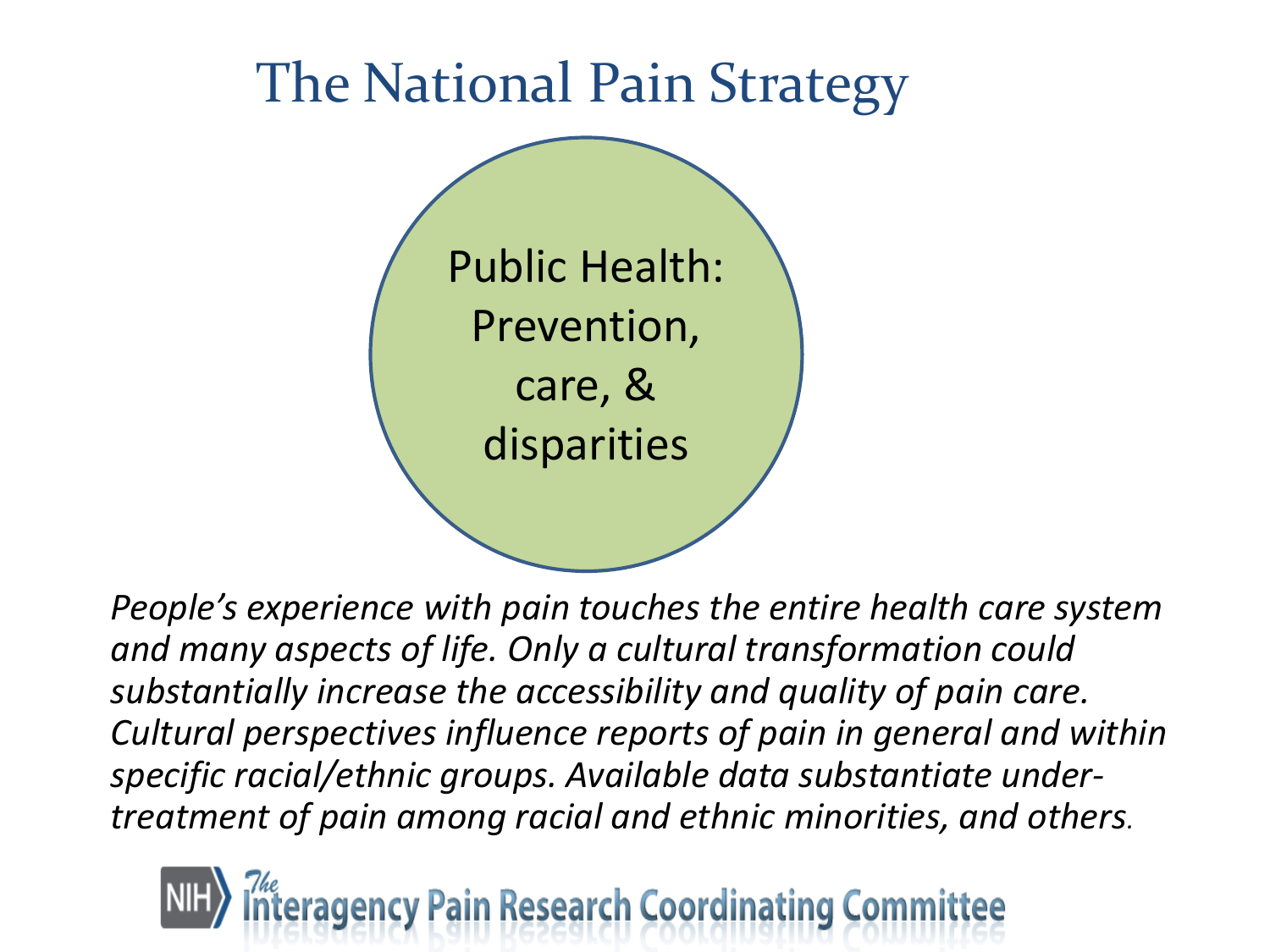# The National Pain Strategy

Public Health:
Prevention,
care, &
disparities

*People's experience with pain touches the entire health care system and many aspects of life. Only a cultural transformation could substantially increase the accessibility and quality of pain care. Cultural perspectives influence reports of pain in general and within specific racial/ethnic groups. Available data substantiate under-treatment of pain among racial and ethnic minorities, and others.*

NIH The Interagency Pain Research Coordinating Committee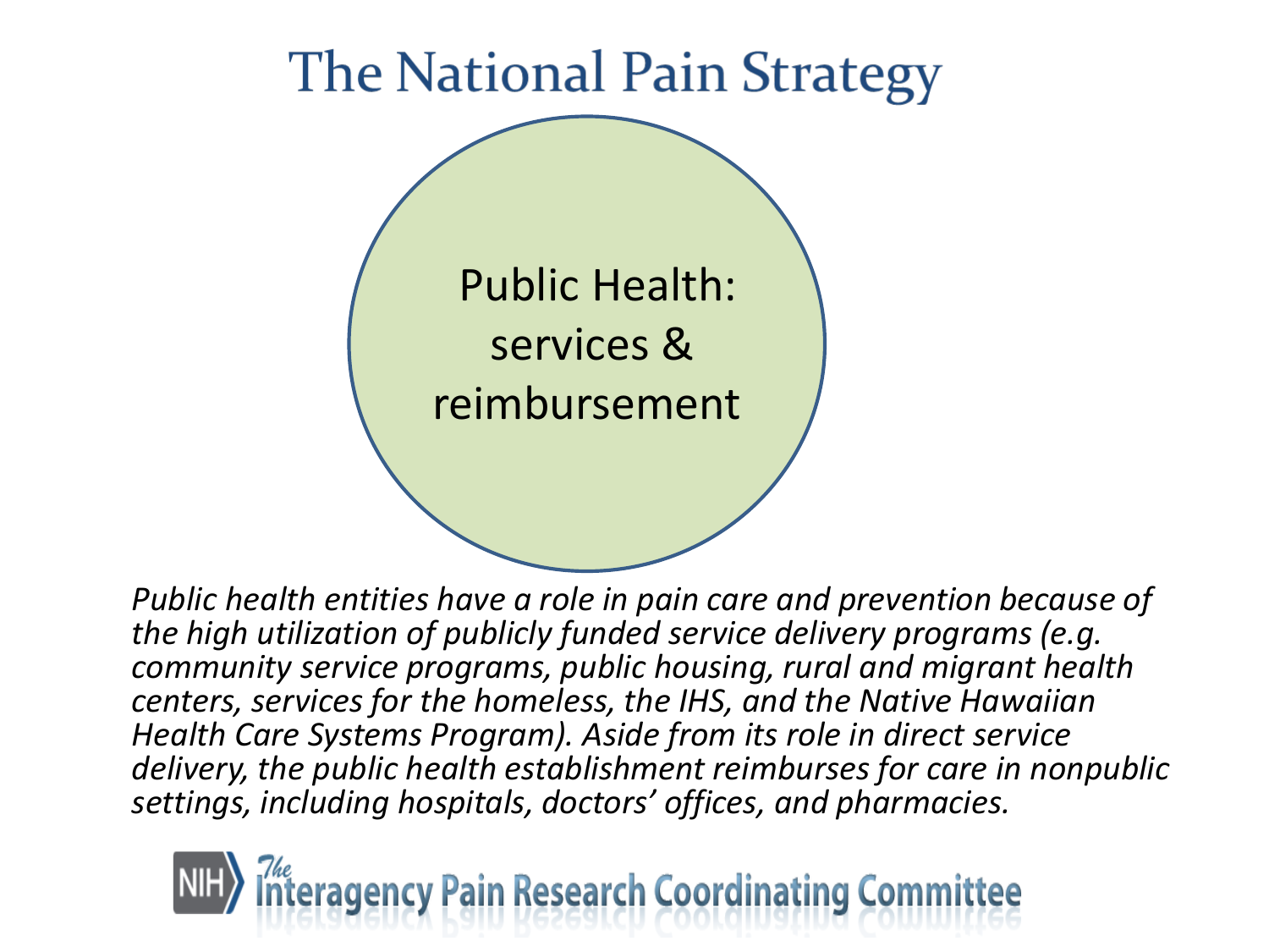# The National Pain Strategy

Public Health: services & reimbursement

*Public health entities have a role in pain care and prevention because of the high utilization of publicly funded service delivery programs (e.g. community service programs, public housing, rural and migrant health centers, services for the homeless, the IHS, and the Native Hawaiian Health Care Systems Program). Aside from its role in direct service delivery, the public health establishment reimburses for care in nonpublic settings, including hospitals, doctors' offices, and pharmacies.*

NIH The Interagency Pain Research Coordinating Committee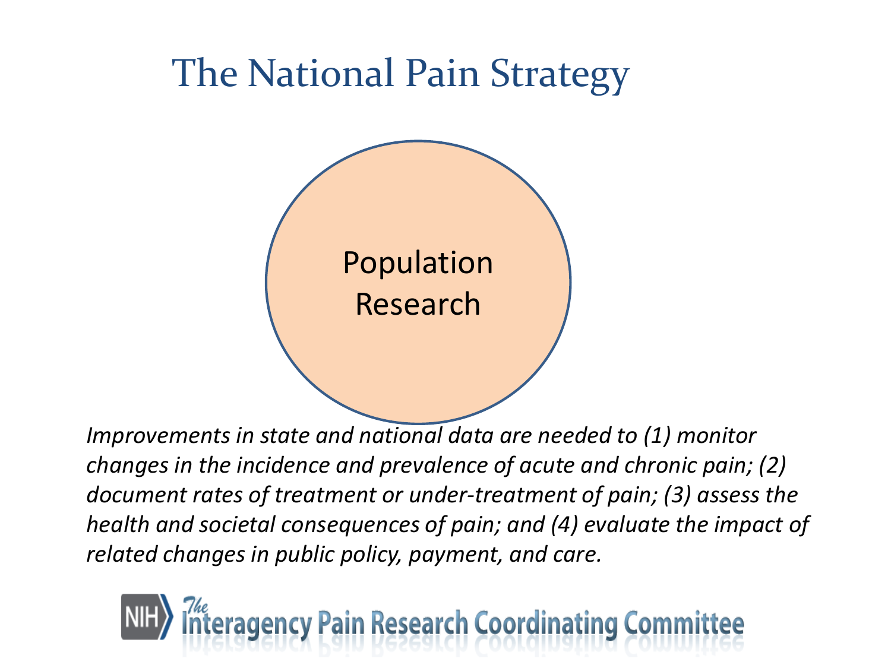# The National Pain Strategy

Population Research

*Improvements in state and national data are needed to (1) monitor changes in the incidence and prevalence of acute and chronic pain; (2) document rates of treatment or under-treatment of pain; (3) assess the health and societal consequences of pain; and (4) evaluate the impact of related changes in public policy, payment, and care.*

NIH The Interagency Pain Research Coordinating Committee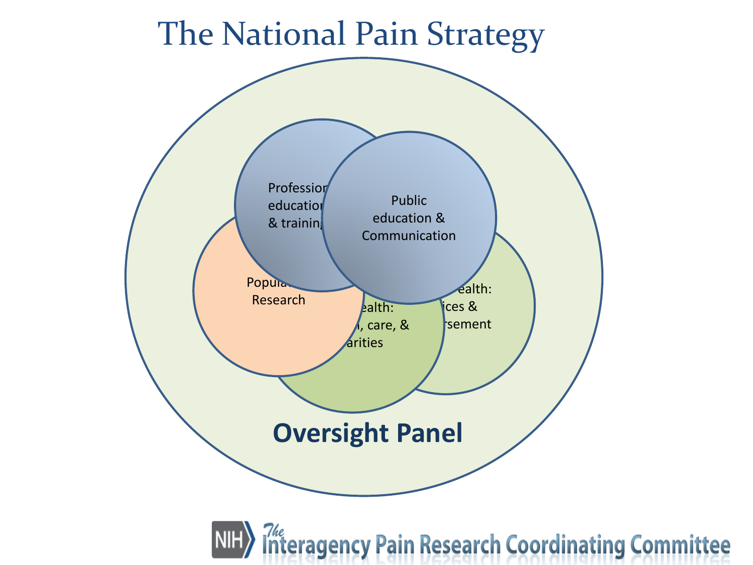# The National Pain Strategy

Professional education & training

Public education & Communication

Population Research

Health: ..., care, & ...arities

...ealth: ...ices & ...rsement

**Oversight Panel**

NIH The Interagency Pain Research Coordinating Committee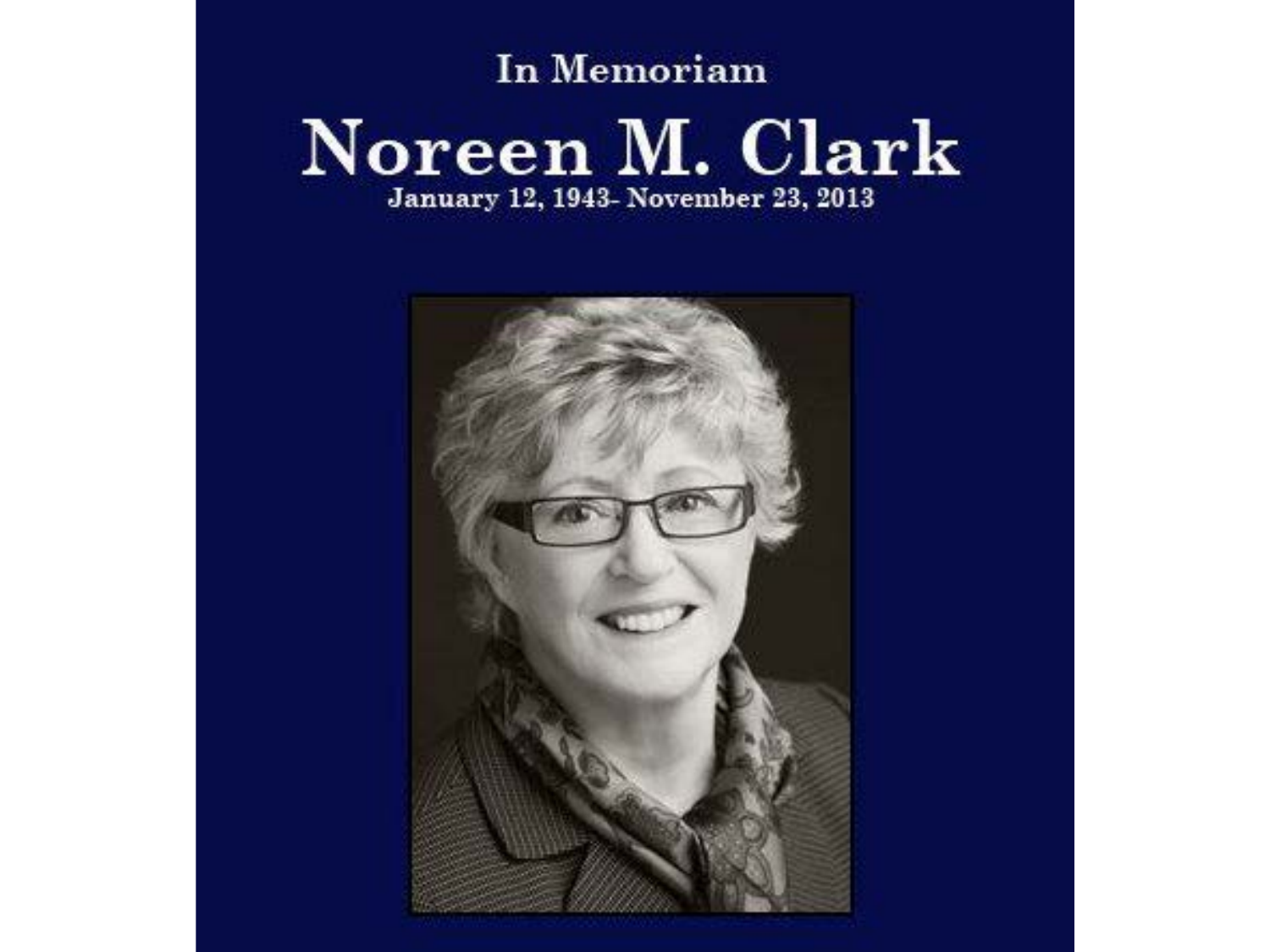In Memoriam

# Noreen M. Clark

**January 12, 1943- November 23, 2013**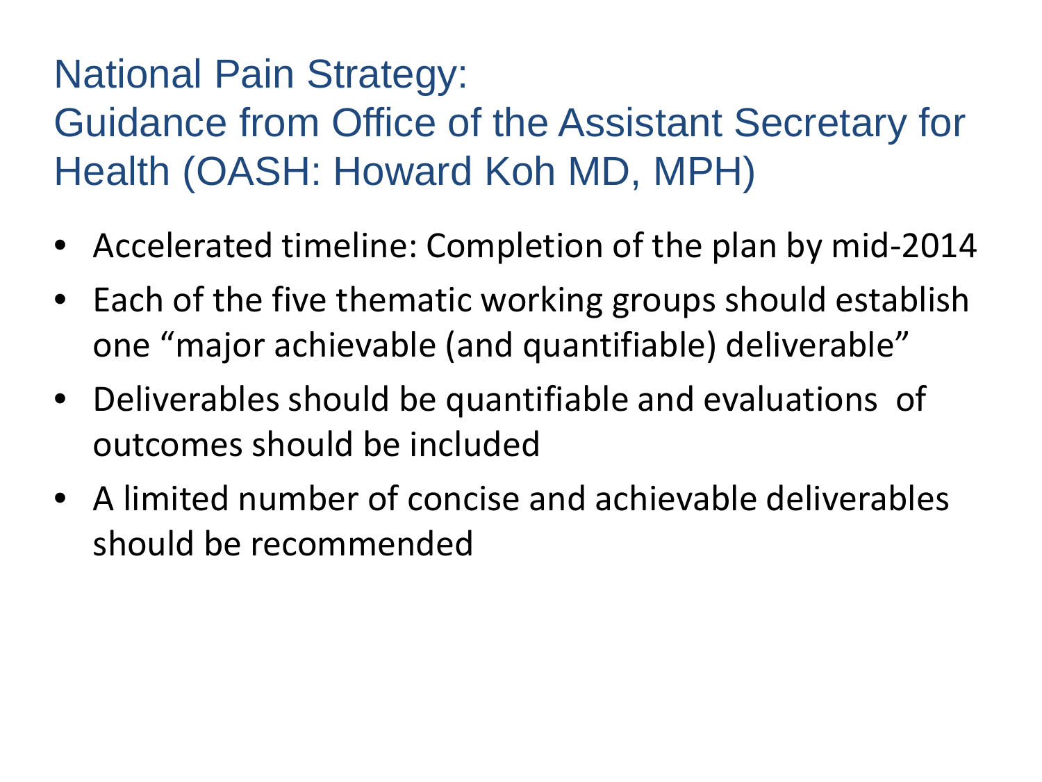# National Pain Strategy: Guidance from Office of the Assistant Secretary for Health (OASH: Howard Koh MD, MPH)

- Accelerated timeline: Completion of the plan by mid-2014
- Each of the five thematic working groups should establish one "major achievable (and quantifiable) deliverable"
- Deliverables should be quantifiable and evaluations of outcomes should be included
- A limited number of concise and achievable deliverables should be recommended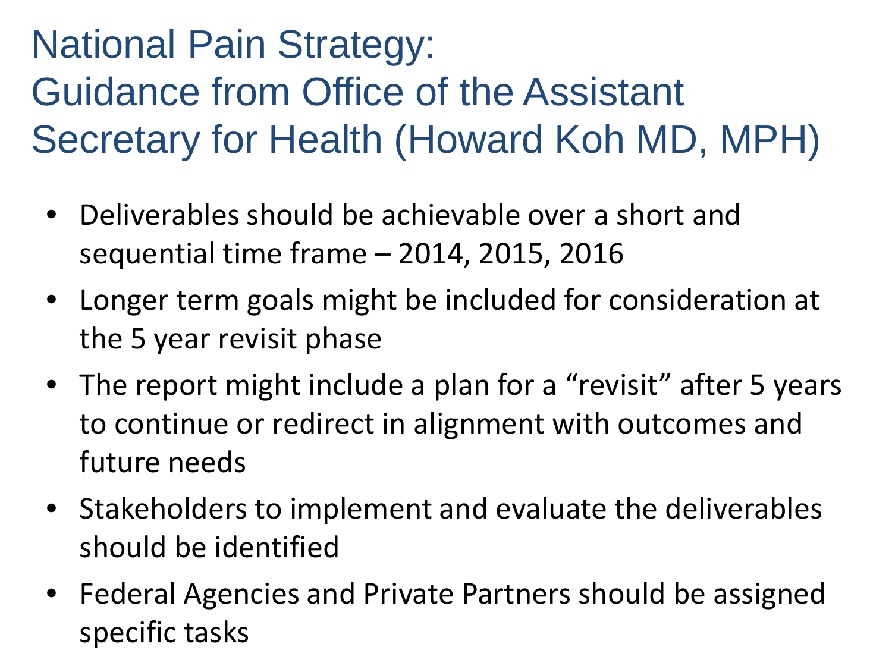# National Pain Strategy: Guidance from Office of the Assistant Secretary for Health (Howard Koh MD, MPH)

- Deliverables should be achievable over a short and sequential time frame – 2014, 2015, 2016
- Longer term goals might be included for consideration at the 5 year revisit phase
- The report might include a plan for a "revisit" after 5 years to continue or redirect in alignment with outcomes and future needs
- Stakeholders to implement and evaluate the deliverables should be identified
- Federal Agencies and Private Partners should be assigned specific tasks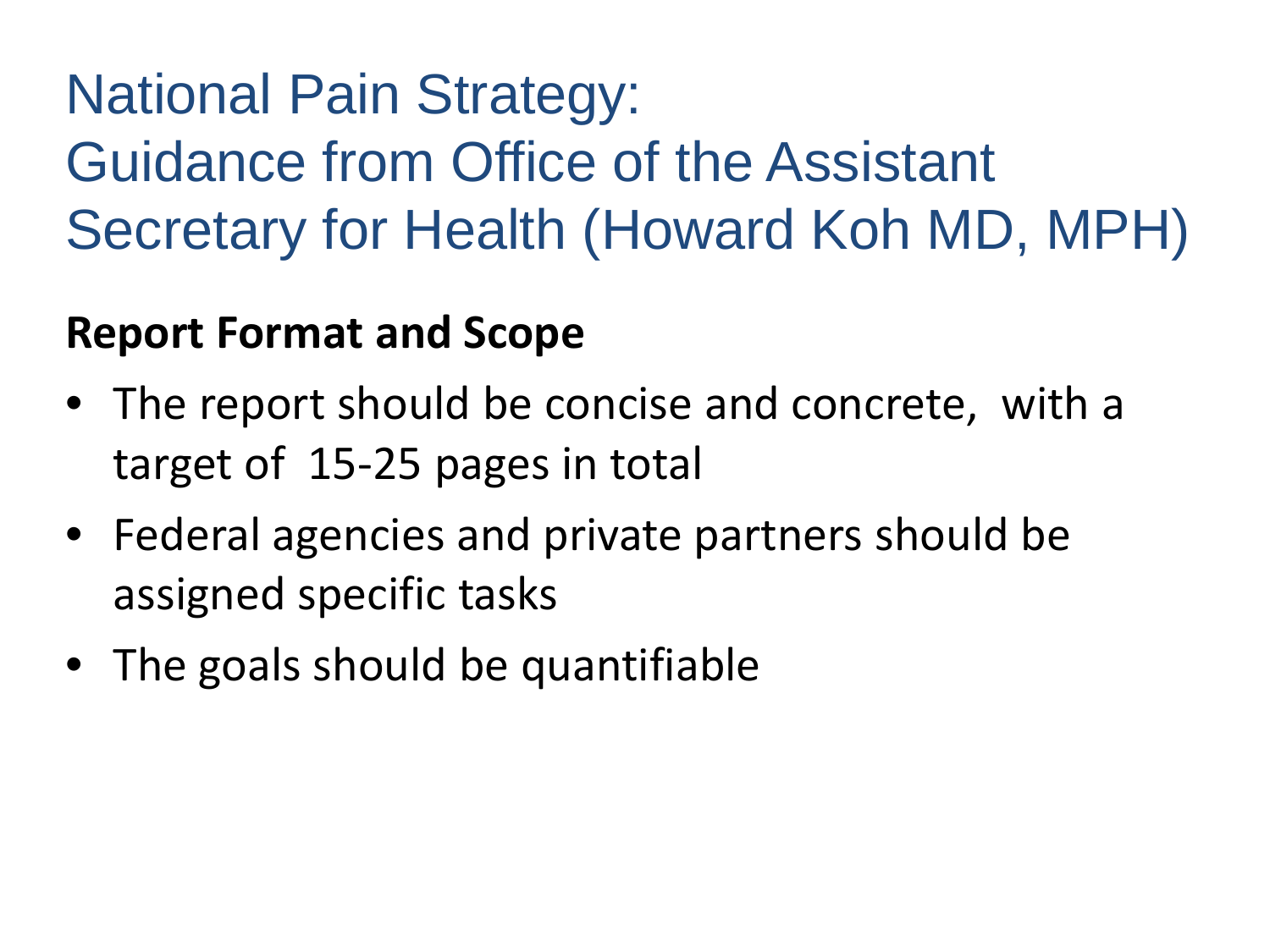# National Pain Strategy: Guidance from Office of the Assistant Secretary for Health (Howard Koh MD, MPH)

**Report Format and Scope**

- The report should be concise and concrete, with a target of 15-25 pages in total
- Federal agencies and private partners should be assigned specific tasks
- The goals should be quantifiable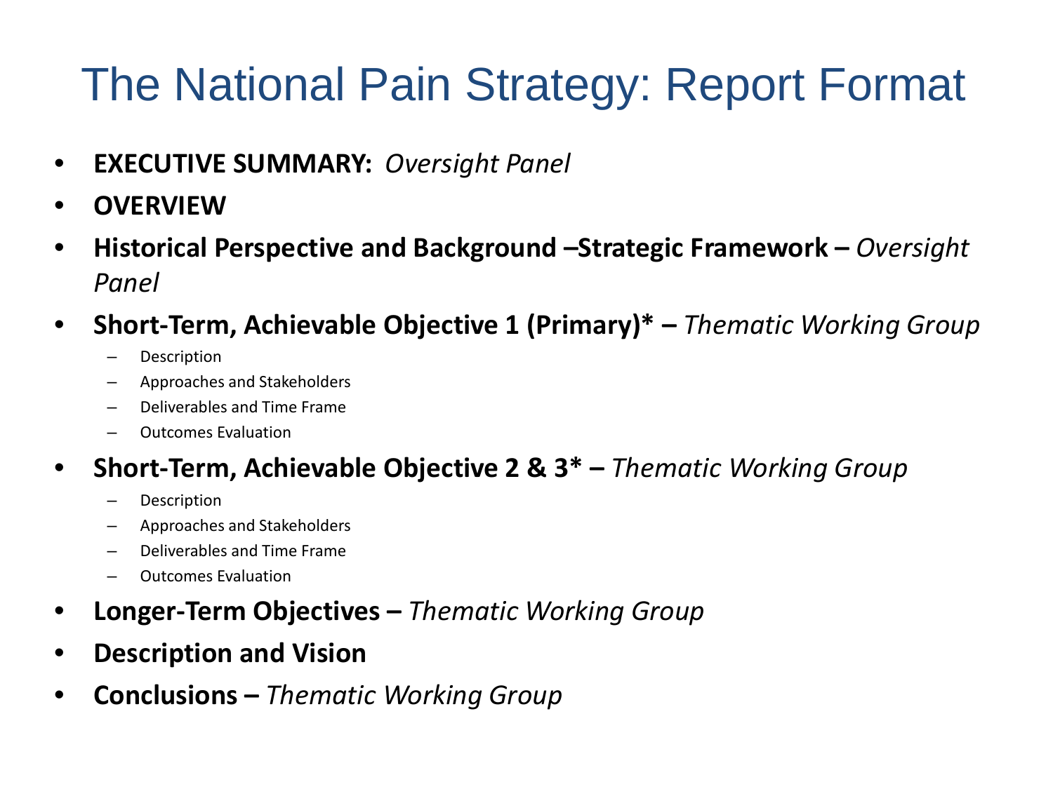# The National Pain Strategy: Report Format

- **EXECUTIVE SUMMARY:** *Oversight Panel*
- **OVERVIEW**
- **Historical Perspective and Background –Strategic Framework –** *Oversight Panel*
- **Short-Term, Achievable Objective 1 (Primary)* –** *Thematic Working Group*
  - Description
  - Approaches and Stakeholders
  - Deliverables and Time Frame
  - Outcomes Evaluation
- **Short-Term, Achievable Objective 2 & 3* –** *Thematic Working Group*
  - Description
  - Approaches and Stakeholders
  - Deliverables and Time Frame
  - Outcomes Evaluation
- **Longer-Term Objectives –** *Thematic Working Group*
- **Description and Vision**
- **Conclusions –** *Thematic Working Group*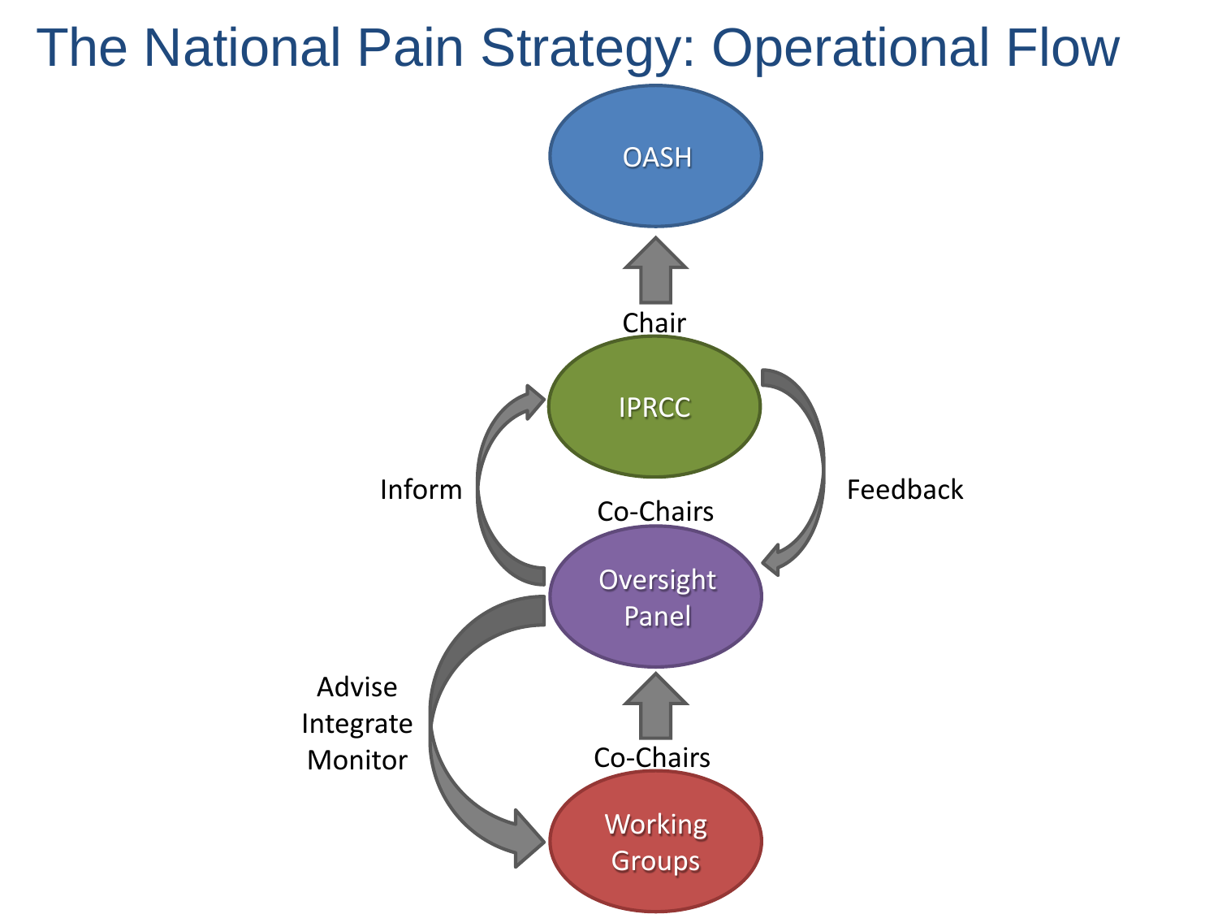# The National Pain Strategy: Operational Flow

OASH

Chair

IPRCC

Inform

Feedback

Co-Chairs

Oversight Panel

Advise
Integrate
Monitor

Co-Chairs

Working Groups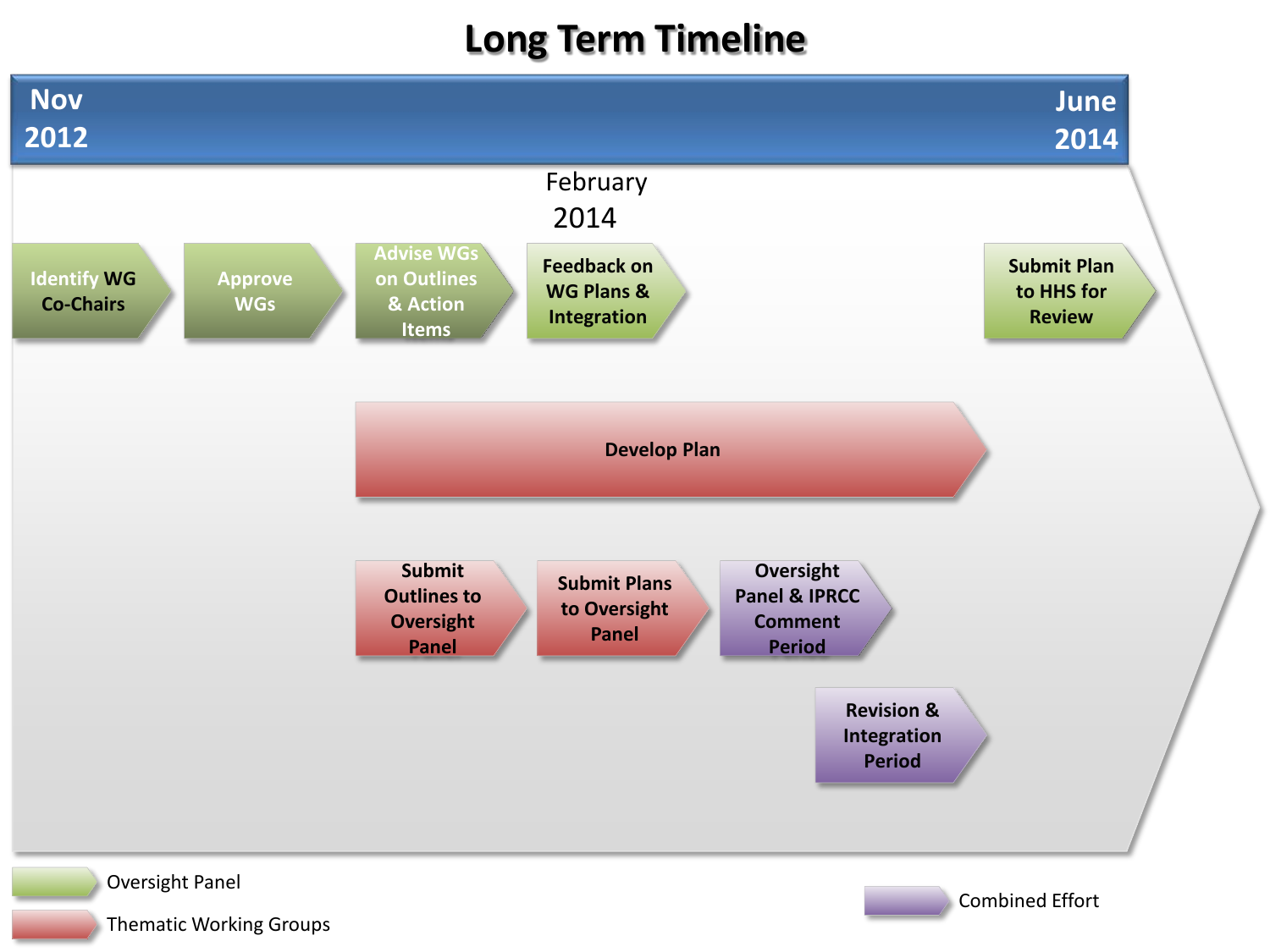# Long Term Timeline

Nov 2012

June 2014

February 2014

Identify WG Co-Chairs

Approve WGs

Advise WGs on Outlines & Action Items

Feedback on WG Plans & Integration

Submit Plan to HHS for Review

Develop Plan

Submit Outlines to Oversight Panel

Submit Plans to Oversight Panel

Oversight Panel & IPRCC Comment Period

Revision & Integration Period

Oversight Panel

Thematic Working Groups

Combined Effort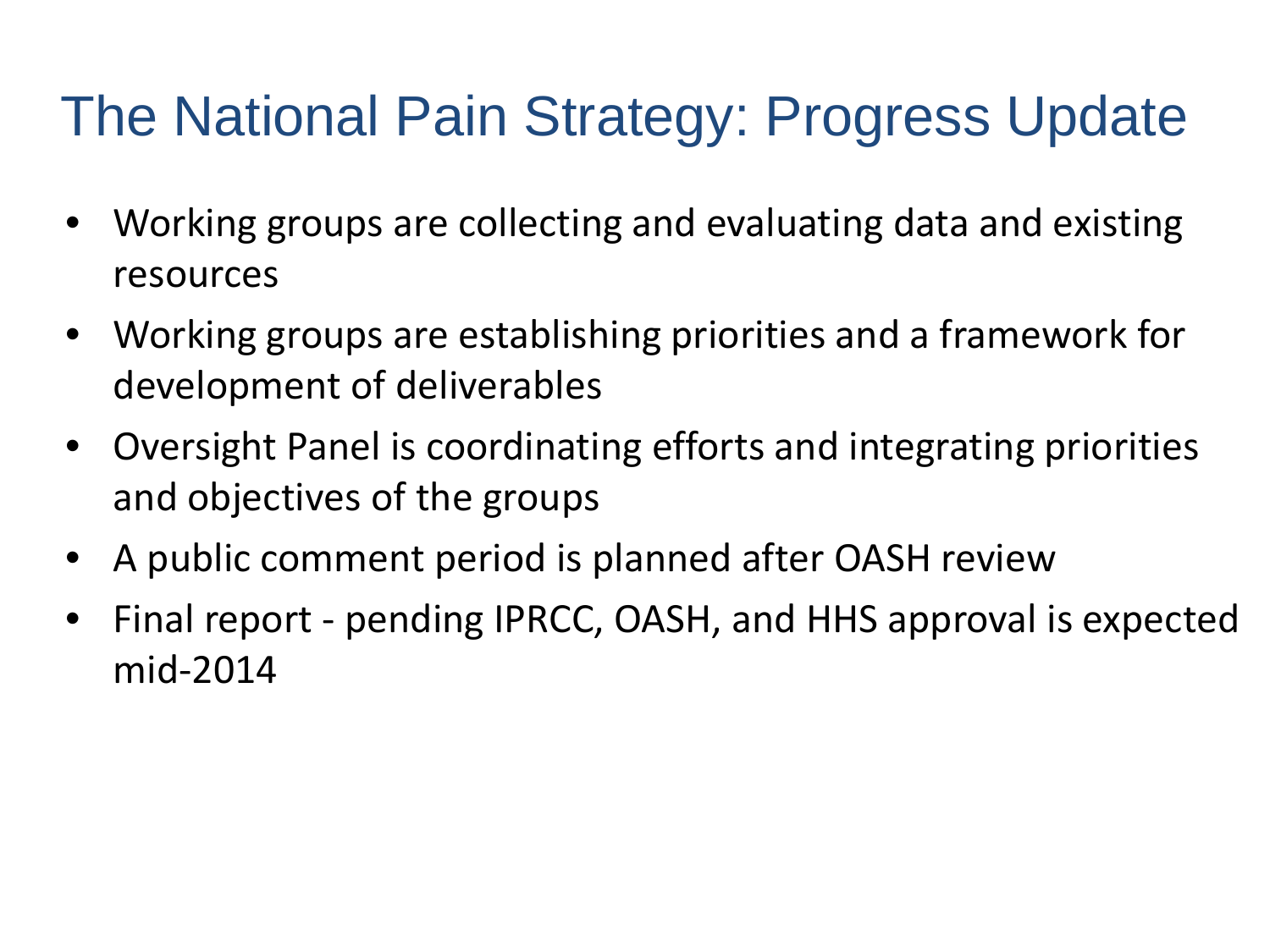# The National Pain Strategy: Progress Update

- Working groups are collecting and evaluating data and existing resources
- Working groups are establishing priorities and a framework for development of deliverables
- Oversight Panel is coordinating efforts and integrating priorities and objectives of the groups
- A public comment period is planned after OASH review
- Final report - pending IPRCC, OASH, and HHS approval is expected mid-2014